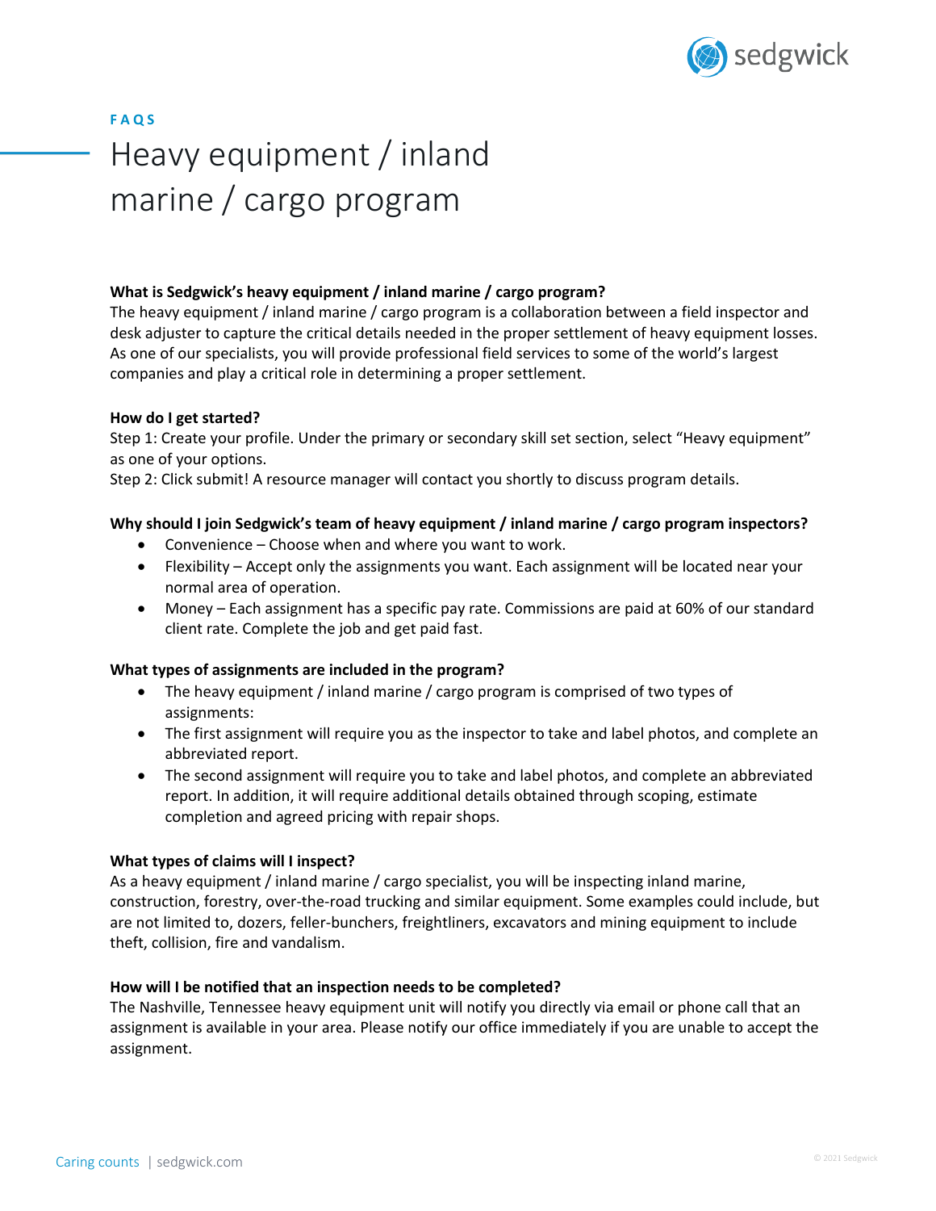FAQS

# Heavy equipment / inland marine / cargo program

**What is Sedgwick's heavy equipment / inland marine / cargo program?**

The heavy equipment / inland marine / cargo program is a collaboration between a field inspector and desk adjuster to capture the critical details needed in the proper settlement of heavy equipment losses. As one of our specialists, you will provide professional field services to some of the world's largest companies and play a critical role in determining a proper settlement.

**How do I get started?**

Step 1: Create your profile. Under the primary or secondary skill set section, select "Heavy equipment" as one of your options.

Step 2: Click submit! A resource manager will contact you shortly to discuss program details.

**Why should I join Sedgwick's team of heavy equipment / inland marine / cargo program inspectors?**

- Convenience – Choose when and where you want to work.
- Flexibility – Accept only the assignments you want. Each assignment will be located near your normal area of operation.
- Money – Each assignment has a specific pay rate. Commissions are paid at 60% of our standard client rate. Complete the job and get paid fast.

**What types of assignments are included in the program?**

- The heavy equipment / inland marine / cargo program is comprised of two types of assignments:
- The first assignment will require you as the inspector to take and label photos, and complete an abbreviated report.
- The second assignment will require you to take and label photos, and complete an abbreviated report. In addition, it will require additional details obtained through scoping, estimate completion and agreed pricing with repair shops.

**What types of claims will I inspect?**

As a heavy equipment / inland marine / cargo specialist, you will be inspecting inland marine, construction, forestry, over-the-road trucking and similar equipment. Some examples could include, but are not limited to, dozers, feller-bunchers, freightliners, excavators and mining equipment to include theft, collision, fire and vandalism.

**How will I be notified that an inspection needs to be completed?**

The Nashville, Tennessee heavy equipment unit will notify you directly via email or phone call that an assignment is available in your area. Please notify our office immediately if you are unable to accept the assignment.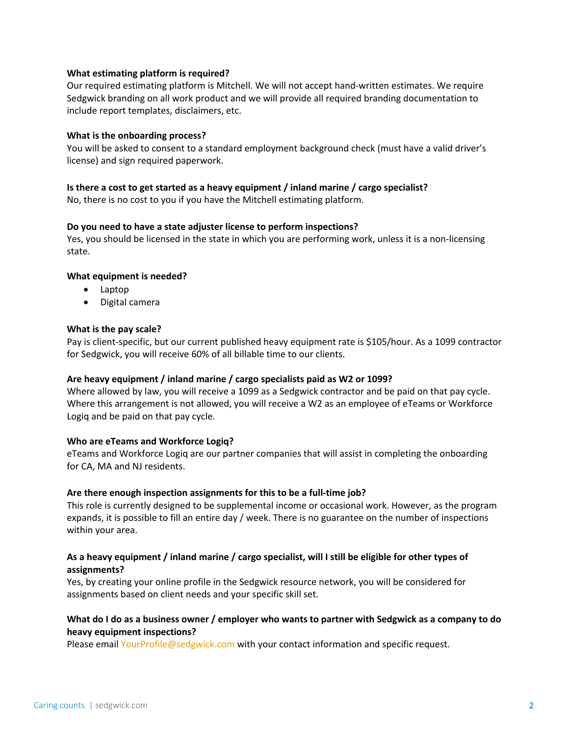**What estimating platform is required?**
Our required estimating platform is Mitchell. We will not accept hand-written estimates. We require Sedgwick branding on all work product and we will provide all required branding documentation to include report templates, disclaimers, etc.

**What is the onboarding process?**
You will be asked to consent to a standard employment background check (must have a valid driver's license) and sign required paperwork.

**Is there a cost to get started as a heavy equipment / inland marine / cargo specialist?**
No, there is no cost to you if you have the Mitchell estimating platform.

**Do you need to have a state adjuster license to perform inspections?**
Yes, you should be licensed in the state in which you are performing work, unless it is a non-licensing state.

**What equipment is needed?**

- Laptop
- Digital camera

**What is the pay scale?**
Pay is client-specific, but our current published heavy equipment rate is $105/hour. As a 1099 contractor for Sedgwick, you will receive 60% of all billable time to our clients.

**Are heavy equipment / inland marine / cargo specialists paid as W2 or 1099?**
Where allowed by law, you will receive a 1099 as a Sedgwick contractor and be paid on that pay cycle. Where this arrangement is not allowed, you will receive a W2 as an employee of eTeams or Workforce Logiq and be paid on that pay cycle.

**Who are eTeams and Workforce Logiq?**
eTeams and Workforce Logiq are our partner companies that will assist in completing the onboarding for CA, MA and NJ residents.

**Are there enough inspection assignments for this to be a full-time job?**
This role is currently designed to be supplemental income or occasional work. However, as the program expands, it is possible to fill an entire day / week. There is no guarantee on the number of inspections within your area.

**As a heavy equipment / inland marine / cargo specialist, will I still be eligible for other types of assignments?**
Yes, by creating your online profile in the Sedgwick resource network, you will be considered for assignments based on client needs and your specific skill set.

**What do I do as a business owner / employer who wants to partner with Sedgwick as a company to do heavy equipment inspections?**
Please email YourProfile@sedgwick.com with your contact information and specific request.